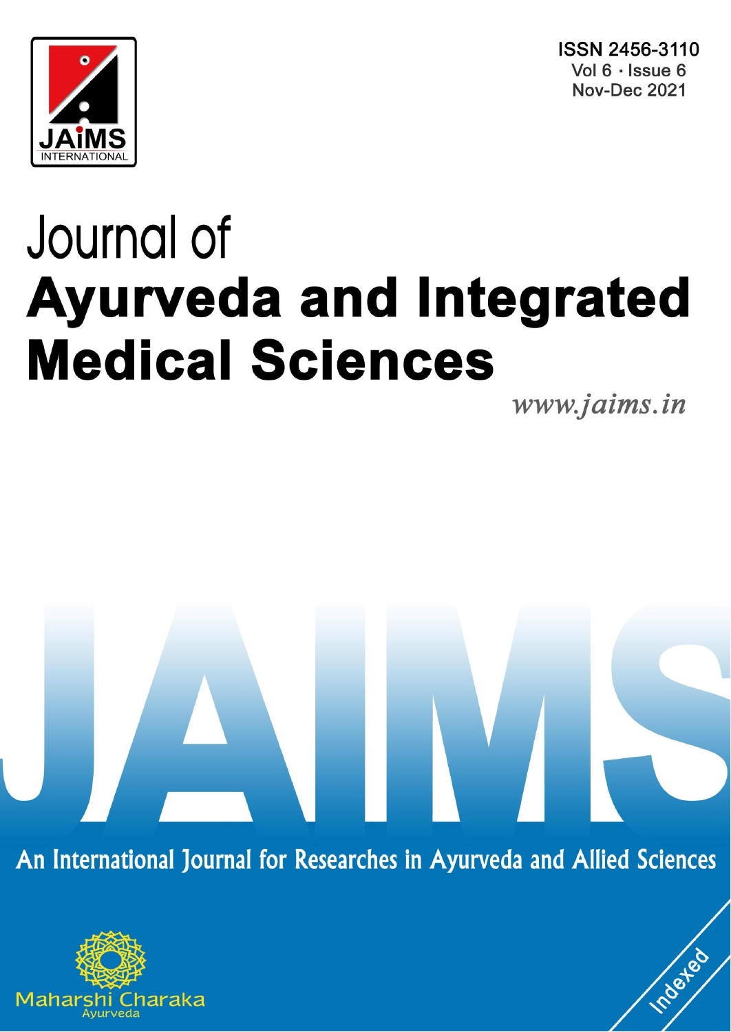ISSN 2456-3110
Vol 6 · Issue 6
Nov-Dec 2021

# Journal of Ayurveda and Integrated Medical Sciences

www.jaims.in

An International Journal for Researches in Ayurveda and Allied Sciences

Maharshi Charaka Ayurveda

Indexed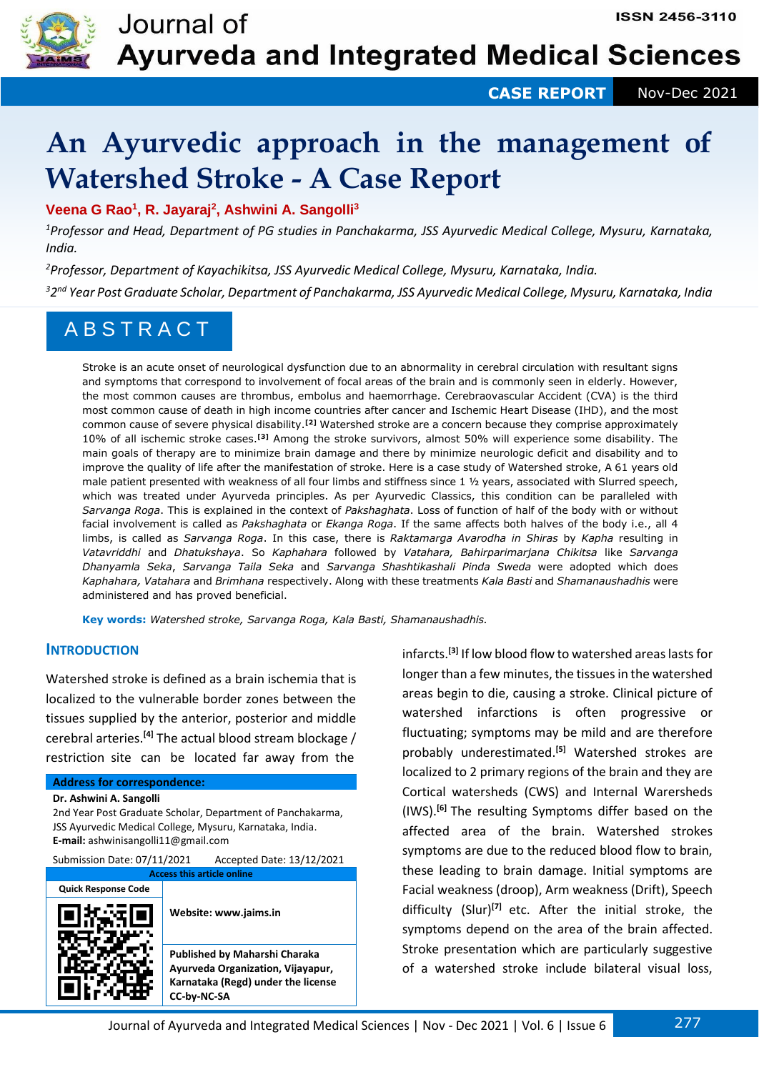# An Ayurvedic approach in the management of Watershed Stroke - A Case Report

**Veena G Rao[1], R. Jayaraj[2], Ashwini A. Sangolli[3]**

*[1]Professor and Head, Department of PG studies in Panchakarma, JSS Ayurvedic Medical College, Mysuru, Karnataka, India.*

*[2]Professor, Department of Kayachikitsa, JSS Ayurvedic Medical College, Mysuru, Karnataka, India.*

*[3]2nd Year Post Graduate Scholar, Department of Panchakarma, JSS Ayurvedic Medical College, Mysuru, Karnataka, India*

## ABSTRACT

Stroke is an acute onset of neurological dysfunction due to an abnormality in cerebral circulation with resultant signs and symptoms that correspond to involvement of focal areas of the brain and is commonly seen in elderly. However, the most common causes are thrombus, embolus and haemorrhage. Cerebraovascular Accident (CVA) is the third most common cause of death in high income countries after cancer and Ischemic Heart Disease (IHD), and the most common cause of severe physical disability.[2] Watershed stroke are a concern because they comprise approximately 10% of all ischemic stroke cases.[3] Among the stroke survivors, almost 50% will experience some disability. The main goals of therapy are to minimize brain damage and there by minimize neurologic deficit and disability and to improve the quality of life after the manifestation of stroke. Here is a case study of Watershed stroke, A 61 years old male patient presented with weakness of all four limbs and stiffness since 1 ½ years, associated with Slurred speech, which was treated under Ayurveda principles. As per Ayurvedic Classics, this condition can be paralleled with *Sarvanga Roga*. This is explained in the context of *Pakshaghata*. Loss of function of half of the body with or without facial involvement is called as *Pakshaghata* or *Ekanga Roga*. If the same affects both halves of the body i.e., all 4 limbs, is called as *Sarvanga Roga*. In this case, there is *Raktamarga Avarodha* in *Shiras* by *Kapha* resulting in *Vatavriddhi* and *Dhatukshaya*. So *Kaphahara* followed by *Vatahara, Bahirparimarjana Chikitsa* like *Sarvanga Dhanyamla Seka*, *Sarvanga Taila Seka* and *Sarvanga Shashtikashali Pinda Sweda* were adopted which does *Kaphahara, Vatahara* and *Brimhana* respectively. Along with these treatments *Kala Basti* and *Shamanaushadhis* were administered and has proved beneficial.

**Key words:** *Watershed stroke, Sarvanga Roga, Kala Basti, Shamanaushadhis.*

## INTRODUCTION

Watershed stroke is defined as a brain ischemia that is localized to the vulnerable border zones between the tissues supplied by the anterior, posterior and middle cerebral arteries.[4] The actual blood stream blockage / restriction site can be located far away from the infarcts.[3] If low blood flow to watershed areas lasts for longer than a few minutes, the tissues in the watershed areas begin to die, causing a stroke. Clinical picture of watershed infarctions is often progressive or fluctuating; symptoms may be mild and are therefore probably underestimated.[5] Watershed strokes are localized to 2 primary regions of the brain and they are Cortical watersheds (CWS) and Internal Waresheds (IWS).[6] The resulting Symptoms differ based on the affected area of the brain. Watershed strokes symptoms are due to the reduced blood flow to brain, these leading to brain damage. Initial symptoms are Facial weakness (droop), Arm weakness (Drift), Speech difficulty (Slur)[7] etc. After the initial stroke, the symptoms depend on the area of the brain affected. Stroke presentation which are particularly suggestive of a watershed stroke include bilateral visual loss,

**Address for correspondence:**
**Dr. Ashwini A. Sangolli**
2nd Year Post Graduate Scholar, Department of Panchakarma, JSS Ayurvedic Medical College, Mysuru, Karnataka, India.
**E-mail:** ashwinisangolli11@gmail.com

Submission Date: 07/11/2021 Accepted Date: 13/12/2021

| Access this article online | |
|---|---|
| Quick Response Code | Website: www.jaims.in |
| | Published by Maharshi Charaka Ayurveda Organization, Vijayapur, Karnataka (Regd) under the license CC-by-NC-SA |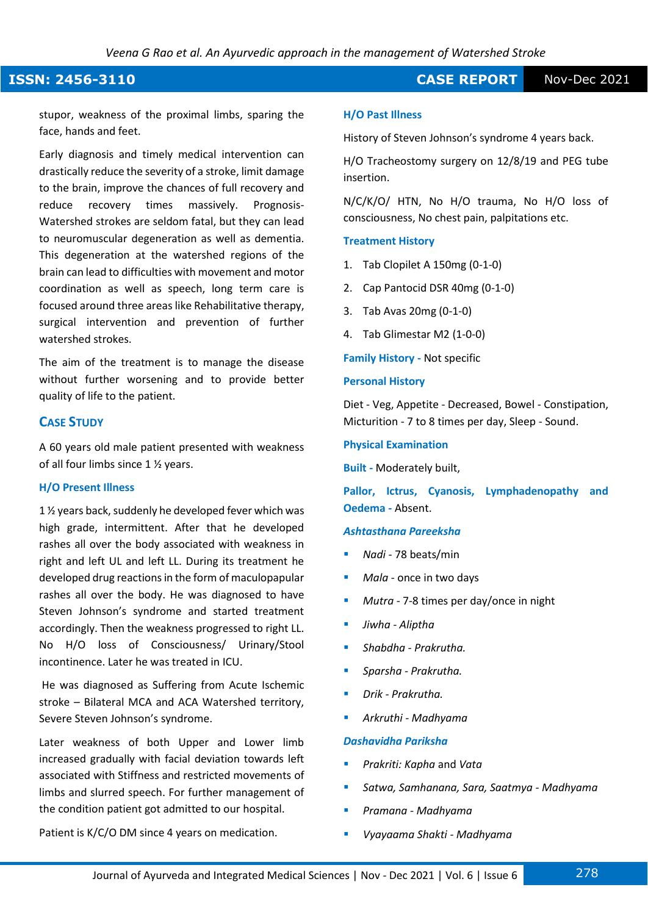stupor, weakness of the proximal limbs, sparing the face, hands and feet.

Early diagnosis and timely medical intervention can drastically reduce the severity of a stroke, limit damage to the brain, improve the chances of full recovery and reduce recovery times massively. Prognosis- Watershed strokes are seldom fatal, but they can lead to neuromuscular degeneration as well as dementia. This degeneration at the watershed regions of the brain can lead to difficulties with movement and motor coordination as well as speech, long term care is focused around three areas like Rehabilitative therapy, surgical intervention and prevention of further watershed strokes.

The aim of the treatment is to manage the disease without further worsening and to provide better quality of life to the patient.

## CASE STUDY

A 60 years old male patient presented with weakness of all four limbs since 1 ½ years.

### H/O Present Illness

1 ½ years back, suddenly he developed fever which was high grade, intermittent. After that he developed rashes all over the body associated with weakness in right and left UL and left LL. During its treatment he developed drug reactions in the form of maculopapular rashes all over the body. He was diagnosed to have Steven Johnson's syndrome and started treatment accordingly. Then the weakness progressed to right LL. No H/O loss of Consciousness/ Urinary/Stool incontinence. Later he was treated in ICU.

He was diagnosed as Suffering from Acute Ischemic stroke – Bilateral MCA and ACA Watershed territory, Severe Steven Johnson's syndrome.

Later weakness of both Upper and Lower limb increased gradually with facial deviation towards left associated with Stiffness and restricted movements of limbs and slurred speech. For further management of the condition patient got admitted to our hospital.

Patient is K/C/O DM since 4 years on medication.

### H/O Past Illness

History of Steven Johnson's syndrome 4 years back.

H/O Tracheostomy surgery on 12/8/19 and PEG tube insertion.

N/C/K/O/ HTN, No H/O trauma, No H/O loss of consciousness, No chest pain, palpitations etc.

### Treatment History

1. Tab Clopilet A 150mg (0-1-0)
2. Cap Pantocid DSR 40mg (0-1-0)
3. Tab Avas 20mg (0-1-0)
4. Tab Glimestar M2 (1-0-0)

**Family History -** Not specific

### Personal History

Diet - Veg, Appetite - Decreased, Bowel - Constipation, Micturition - 7 to 8 times per day, Sleep - Sound.

### Physical Examination

**Built -** Moderately built,

**Pallor, Ictrus, Cyanosis, Lymphadenopathy and Oedema -** Absent.

### *Ashtasthana Pareeksha*

- *Nadi* - 78 beats/min
- *Mala* - once in two days
- *Mutra* - 7-8 times per day/once in night
- *Jiwha - Aliptha*
- *Shabdha - Prakrutha.*
- *Sparsha - Prakrutha.*
- *Drik - Prakrutha.*
- *Arkruthi - Madhyama*

### *Dashavidha Pariksha*

- *Prakriti: Kapha* and *Vata*
- *Satwa, Samhanana, Sara, Saatmya - Madhyama*
- *Pramana - Madhyama*
- *Vyayaama Shakti - Madhyama*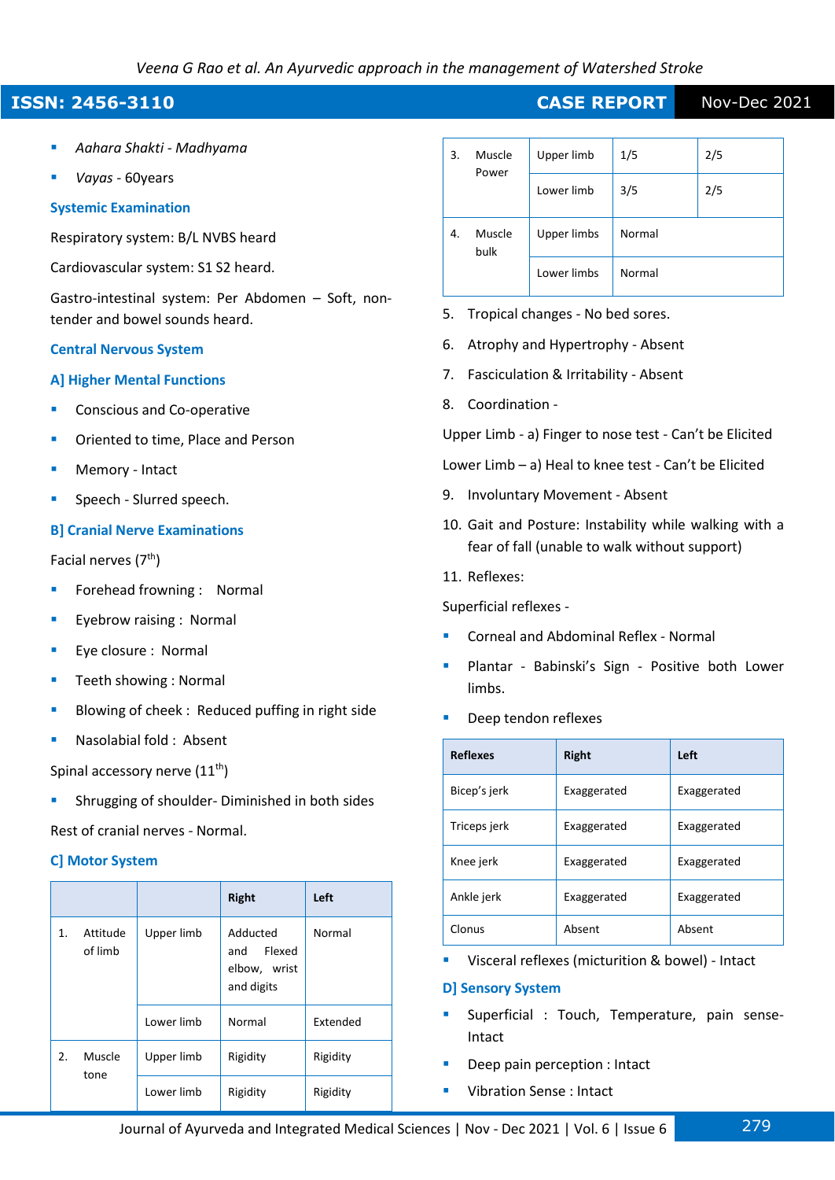- *Aahara Shakti - Madhyama*
- *Vayas* - 60years

### Systemic Examination

Respiratory system: B/L NVBS heard

Cardiovascular system: S1 S2 heard.

Gastro-intestinal system: Per Abdomen – Soft, non-tender and bowel sounds heard.

### Central Nervous System

#### A] Higher Mental Functions

- Conscious and Co-operative
- Oriented to time, Place and Person
- Memory - Intact
- Speech - Slurred speech.

#### B] Cranial Nerve Examinations

Facial nerves (7th)

- Forehead frowning : Normal
- Eyebrow raising : Normal
- Eye closure : Normal
- Teeth showing : Normal
- Blowing of cheek : Reduced puffing in right side
- Nasolabial fold : Absent

Spinal accessory nerve (11th)

- Shrugging of shoulder- Diminished in both sides

Rest of cranial nerves - Normal.

#### C] Motor System

| | | Right | Left |
|---|---|---|---|
| 1. Attitude of limb | Upper limb | Adducted and Flexed elbow, wrist and digits | Normal |
| | Lower limb | Normal | Extended |
| 2. Muscle tone | Upper limb | Rigidity | Rigidity |
| | Lower limb | Rigidity | Rigidity |
| 3. Muscle Power | Upper limb | 1/5 | 2/5 |
| | Lower limb | 3/5 | 2/5 |
| 4. Muscle bulk | Upper limbs | Normal | |
| | Lower limbs | Normal | |

5. Tropical changes - No bed sores.
6. Atrophy and Hypertrophy - Absent
7. Fasciculation & Irritability - Absent
8. Coordination -

Upper Limb - a) Finger to nose test - Can't be Elicited

Lower Limb – a) Heal to knee test - Can't be Elicited

9. Involuntary Movement - Absent
10. Gait and Posture: Instability while walking with a fear of fall (unable to walk without support)
11. Reflexes:

Superficial reflexes -

- Corneal and Abdominal Reflex - Normal
- Plantar - Babinski's Sign - Positive both Lower limbs.
- Deep tendon reflexes

| Reflexes | Right | Left |
|---|---|---|
| Bicep's jerk | Exaggerated | Exaggerated |
| Triceps jerk | Exaggerated | Exaggerated |
| Knee jerk | Exaggerated | Exaggerated |
| Ankle jerk | Exaggerated | Exaggerated |
| Clonus | Absent | Absent |

- Visceral reflexes (micturition & bowel) - Intact

#### D] Sensory System

- Superficial : Touch, Temperature, pain sense- Intact
- Deep pain perception : Intact
- Vibration Sense : Intact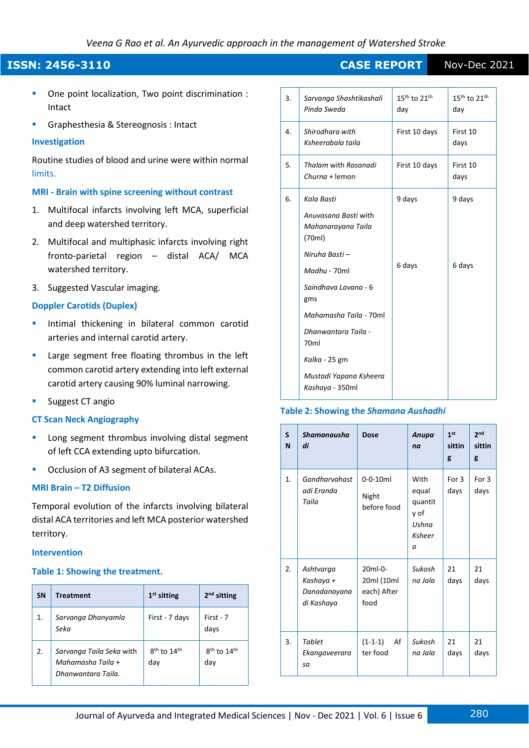- One point localization, Two point discrimination : Intact
- Graphesthesia & Stereognosis : Intact

### Investigation

Routine studies of blood and urine were within normal limits.

### MRI - Brain with spine screening without contrast

1. Multifocal infarcts involving left MCA, superficial and deep watershed territory.
2. Multifocal and multiphasic infarcts involving right fronto-parietal region – distal ACA/ MCA watershed territory.
3. Suggested Vascular imaging.

### Doppler Carotids (Duplex)

- Intimal thickening in bilateral common carotid arteries and internal carotid artery.
- Large segment free floating thrombus in the left common carotid artery extending into left external carotid artery causing 90% luminal narrowing.
- Suggest CT angio

### CT Scan Neck Angiography

- Long segment thrombus involving distal segment of left CCA extending upto bifurcation.
- Occlusion of A3 segment of bilateral ACAs.

### MRI Brain – T2 Diffusion

Temporal evolution of the infarcts involving bilateral distal ACA territories and left MCA posterior watershed territory.

### Intervention

**Table 1: Showing the treatment.**

| SN | Treatment | 1st sitting | 2nd sitting |
|---|---|---|---|
| 1. | *Sarvanga Dhanyamla Seka* | First - 7 days | First - 7 days |
| 2. | *Sarvanga Taila Seka* with *Mahamasha Taila + Dhanwantara Taila.* | 8th to 14th day | 8th to 14th day |
| 3. | *Sarvanga Shashtikashali Pinda Sweda* | 15th to 21th day | 15th to 21th day |
| 4. | *Shirodhara with Ksheerabala taila* | First 10 days | First 10 days |
| 5. | *Thalam* with *Rasanadi Churna* + lemon | First 10 days | First 10 days |
| 6. | *Kala Basti*<br>*Anuvasana Basti* with *Mahanarayana Taila* (70ml)<br>*Niruha Basti* –<br>*Madhu* - 70ml<br>*Saindhava Lavana* - 6 gms<br>*Mahamasha Taila* - 70ml<br>*Dhanwantara Taila* - 70ml<br>*Kalka* - 25 gm<br>*Mustadi Yapana Ksheera Kashaya* - 350ml | 9 days<br><br>6 days | 9 days<br><br>6 days |

**Table 2: Showing the *Shamana Aushadhi***

| SN | *Shamanaushadi* | Dose | *Anupana* | 1st sitting | 2nd sitting |
|---|---|---|---|---|---|
| 1. | *Gandharvahastadi Eranda Taila* | 0-0-10ml<br>Night before food | With equal quantity of *Ushna Ksheera* | For 3 days | For 3 days |
| 2. | *Ashtvarga Kashaya + Danadanayanadi Kashaya* | 20ml-0-20ml (10ml each) After food | *Sukoshna Jala* | 21 days | 21 days |
| 3. | *Tablet Ekangaveerarasa* | (1-1-1) After food | *Sukoshna Jala* | 21 days | 21 days |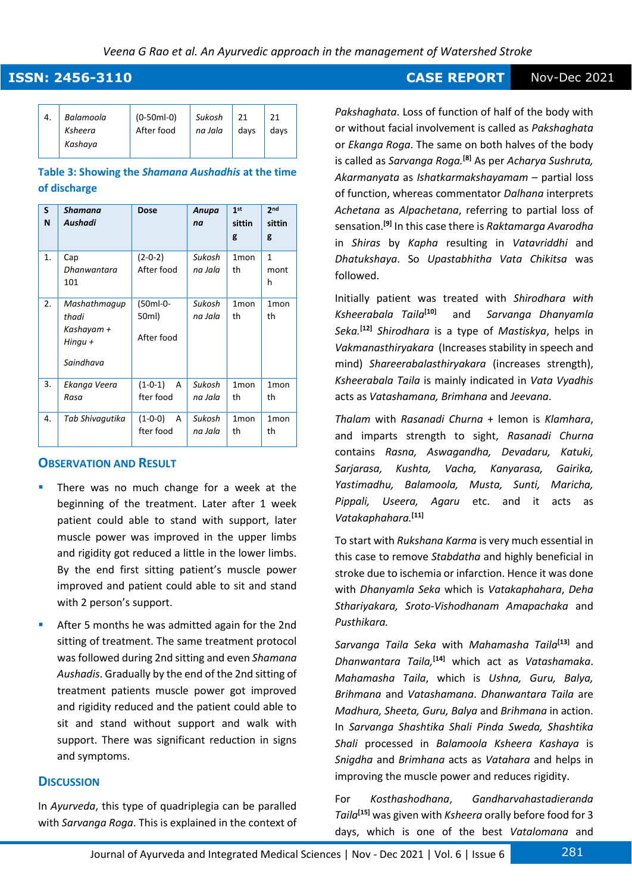| 4. | *Balamoola Ksheera Kashaya* | (0-50ml-0) After food | *Sukoshna Jala* | 21 days | 21 days |
|---|---|---|---|---|---|

**Table 3: Showing the *Shamana Aushadhis* at the time of discharge**

| SN | *Shamana Aushadi* | Dose | *Anupana* | 1st sitting | 2nd sitting |
|---|---|---|---|---|---|
| 1. | Cap *Dhanwantara* 101 | (2-0-2) After food | *Sukoshna Jala* | 1month | 1 month |
| 2. | *Mashathmagupthadi Kashayam + Hingu + Saindhava* | (50ml-0-50ml) After food | *Sukoshna Jala* | 1month | 1month |
| 3. | *Ekanga Veera Rasa* | (1-0-1) After food | *Sukoshna Jala* | 1month | 1month |
| 4. | *Tab Shivagutika* | (1-0-0) After food | *Sukoshna Jala* | 1month | 1month |

## Observation and Result

- There was no much change for a week at the beginning of the treatment. Later after 1 week patient could able to stand with support, later muscle power was improved in the upper limbs and rigidity got reduced a little in the lower limbs. By the end first sitting patient's muscle power improved and patient could able to sit and stand with 2 person's support.
- After 5 months he was admitted again for the 2nd sitting of treatment. The same treatment protocol was followed during 2nd sitting and even *Shamana Aushadis*. Gradually by the end of the 2nd sitting of treatment patients muscle power got improved and rigidity reduced and the patient could able to sit and stand without support and walk with support. There was significant reduction in signs and symptoms.

## Discussion

In *Ayurveda*, this type of quadriplegia can be paralled with *Sarvanga Roga*. This is explained in the context of *Pakshaghata*. Loss of function of half of the body with or without facial involvement is called as *Pakshaghata* or *Ekanga Roga*. The same on both halves of the body is called as *Sarvanga Roga.*[8] As per *Acharya Sushruta, Akarmanyata* as *Ishatkarmakshayamam* – partial loss of function, whereas commentator *Dalhana* interprets *Achetana* as *Alpachetana*, referring to partial loss of sensation.[9] In this case there is *Raktamarga Avarodha* in *Shiras* by *Kapha* resulting in *Vatavriddhi* and *Dhatukshaya*. So *Upastabhitha Vata Chikitsa* was followed.

Initially patient was treated with *Shirodhara with Ksheerabala Taila*[10] and *Sarvanga Dhanyamla Seka.*[12] *Shirodhara* is a type of *Mastiskya*, helps in *Vakmanasthiryakara* (Increases stability in speech and mind) *Shareerabalasthiryakara* (increases strength), *Ksheerabala Taila* is mainly indicated in *Vata Vyadhis* acts as *Vatashamana, Brimhana* and *Jeevana*.

*Thalam* with *Rasanadi Churna* + lemon is *Klamhara*, and imparts strength to sight, *Rasanadi Churna* contains *Rasna, Aswagandha, Devadaru, Katuki, Sarjarasa, Kushta, Vacha, Kanyarasa, Gairika, Yastimadhu, Balamoola, Musta, Sunti, Maricha, Pippali, Useera, Agaru* etc. and it acts as *Vatakaphahara.*[11]

To start with *Rukshana Karma* is very much essential in this case to remove *Stabdatha* and highly beneficial in stroke due to ischemia or infarction. Hence it was done with *Dhanyamla Seka* which is *Vatakaphahara*, *Deha Sthariyakara, Sroto-Vishodhanam Amapachaka* and *Pusthikara.*

*Sarvanga Taila Seka* with *Mahamasha Taila*[13] and *Dhanwantara Taila,*[14] which act as *Vatashamaka*. *Mahamasha Taila*, which is *Ushna, Guru, Balya, Brihmana* and *Vatashamana*. *Dhanwantara Taila* are *Madhura, Sheeta, Guru, Balya* and *Brihmana* in action. In *Sarvanga Shashtika Shali Pinda Sweda, Shashtika Shali* processed in *Balamoola Ksheera Kashaya* is *Snigdha* and *Brimhana* acts as *Vatahara* and helps in improving the muscle power and reduces rigidity.

For *Kosthashodhana*, *Gandharvahastadieranda Taila*[15] was given with *Ksheera* orally before food for 3 days, which is one of the best *Vatalomana* and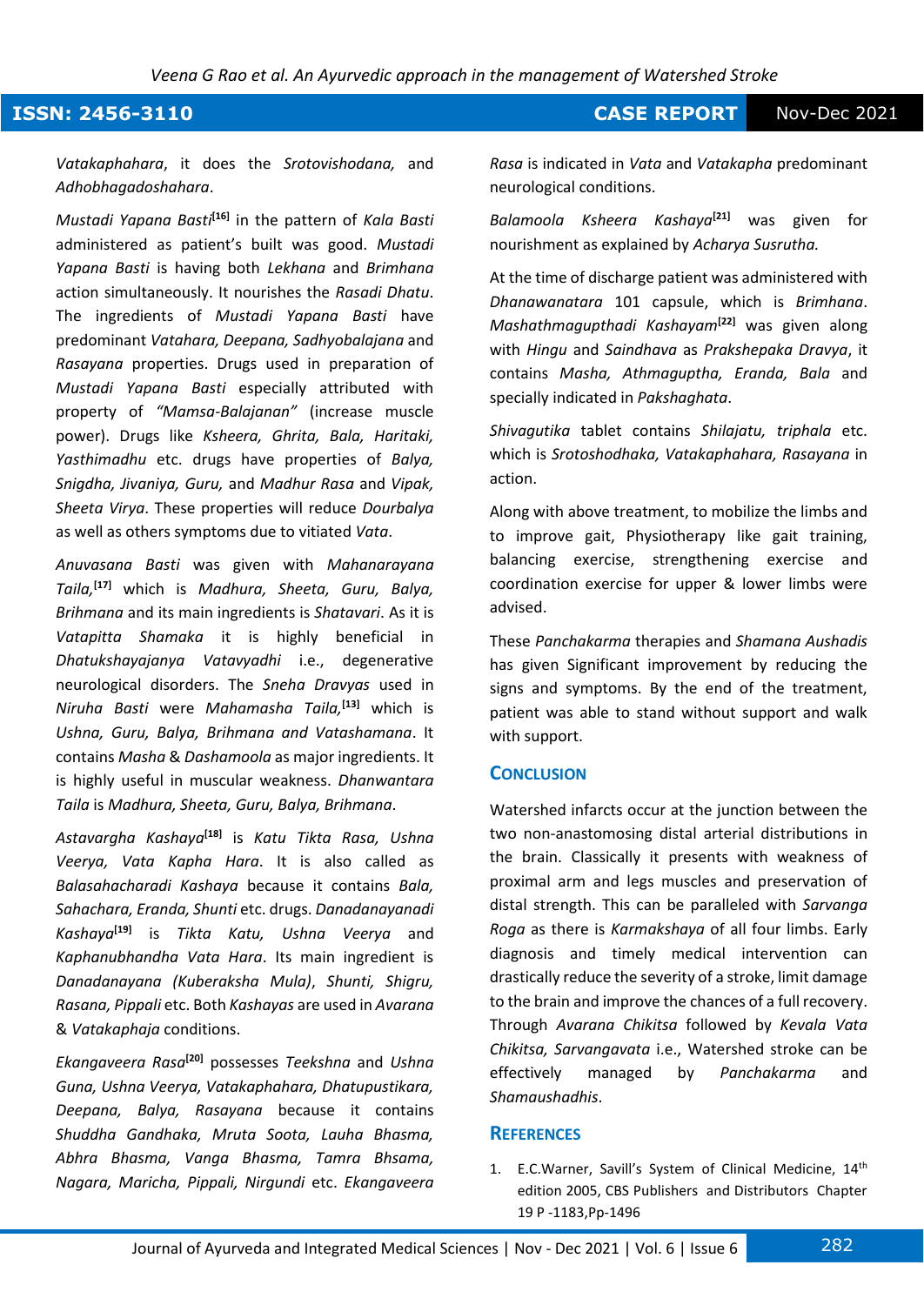*Vatakaphahara*, it does the *Srotovishodana,* and *Adhobhagadoshahara*.

*Mustadi Yapana Basti*[16] in the pattern of *Kala Basti* administered as patient's built was good. *Mustadi Yapana Basti* is having both *Lekhana* and *Brimhana* action simultaneously. It nourishes the *Rasadi Dhatu*. The ingredients of *Mustadi Yapana Basti* have predominant *Vatahara, Deepana, Sadhyobalajana* and *Rasayana* properties. Drugs used in preparation of *Mustadi Yapana Basti* especially attributed with property of *"Mamsa-Balajanan"* (increase muscle power). Drugs like *Ksheera, Ghrita, Bala, Haritaki, Yasthimadhu* etc. drugs have properties of *Balya, Snigdha, Jivaniya, Guru,* and *Madhur Rasa* and *Vipak, Sheeta Virya*. These properties will reduce *Dourbalya* as well as others symptoms due to vitiated *Vata*.

*Anuvasana Basti* was given with *Mahanarayana Taila,*[17] which is *Madhura, Sheeta, Guru, Balya, Brihmana* and its main ingredients is *Shatavari*. As it is *Vatapitta Shamaka* it is highly beneficial in *Dhatukshayajanya Vatavyadhi* i.e., degenerative neurological disorders. The *Sneha Dravyas* used in *Niruha Basti* were *Mahamasha Taila,*[13] which is *Ushna, Guru, Balya, Brihmana and Vatashamana*. It contains *Masha* & *Dashamoola* as major ingredients. It is highly useful in muscular weakness. *Dhanwantara Taila* is *Madhura, Sheeta, Guru, Balya, Brihmana*.

*Astavargha Kashaya*[18] is *Katu Tikta Rasa, Ushna Veerya, Vata Kapha Hara*. It is also called as *Balasahacharadi Kashaya* because it contains *Bala, Sahachara, Eranda, Shunti* etc. drugs. *Danadanayanadi Kashaya*[19] is *Tikta Katu, Ushna Veerya* and *Kaphanubhandha Vata Hara*. Its main ingredient is *Danadanayana (Kuberaksha Mula), Shunti, Shigru, Rasana, Pippali* etc. Both *Kashayas* are used in *Avarana* & *Vatakaphaja* conditions.

*Ekangaveera Rasa*[20] possesses *Teekshna* and *Ushna Guna, Ushna Veerya, Vatakaphahara, Dhatupustikara, Deepana, Balya, Rasayana* because it contains *Shuddha Gandhaka, Mruta Soota, Lauha Bhasma, Abhra Bhasma, Vanga Bhasma, Tamra Bhsama, Nagara, Maricha, Pippali, Nirgundi* etc. *Ekangaveera Rasa* is indicated in *Vata* and *Vatakapha* predominant neurological conditions.

*Balamoola Ksheera Kashaya*[21] was given for nourishment as explained by *Acharya Susrutha.*

At the time of discharge patient was administered with *Dhanawanatara* 101 capsule, which is *Brimhana*. *Mashathmagupthadi Kashayam*[22] was given along with *Hingu* and *Saindhava* as *Prakshepaka Dravya*, it contains *Masha, Athmaguptha, Eranda, Bala* and specially indicated in *Pakshaghata*.

*Shivagutika* tablet contains *Shilajatu, triphala* etc. which is *Srotoshodhaka, Vatakaphahara, Rasayana* in action.

Along with above treatment, to mobilize the limbs and to improve gait, Physiotherapy like gait training, balancing exercise, strengthening exercise and coordination exercise for upper & lower limbs were advised.

These *Panchakarma* therapies and *Shamana Aushadis* has given Significant improvement by reducing the signs and symptoms. By the end of the treatment, patient was able to stand without support and walk with support.

## Conclusion

Watershed infarcts occur at the junction between the two non-anastomosing distal arterial distributions in the brain. Classically it presents with weakness of proximal arm and legs muscles and preservation of distal strength. This can be paralleled with *Sarvanga Roga* as there is *Karmakshaya* of all four limbs. Early diagnosis and timely medical intervention can drastically reduce the severity of a stroke, limit damage to the brain and improve the chances of a full recovery. Through *Avarana Chikitsa* followed by *Kevala Vata Chikitsa, Sarvangavata* i.e., Watershed stroke can be effectively managed by *Panchakarma* and *Shamaushadhis*.

## References

1. E.C.Warner, Savill's System of Clinical Medicine, 14th edition 2005, CBS Publishers and Distributors Chapter 19 P -1183,Pp-1496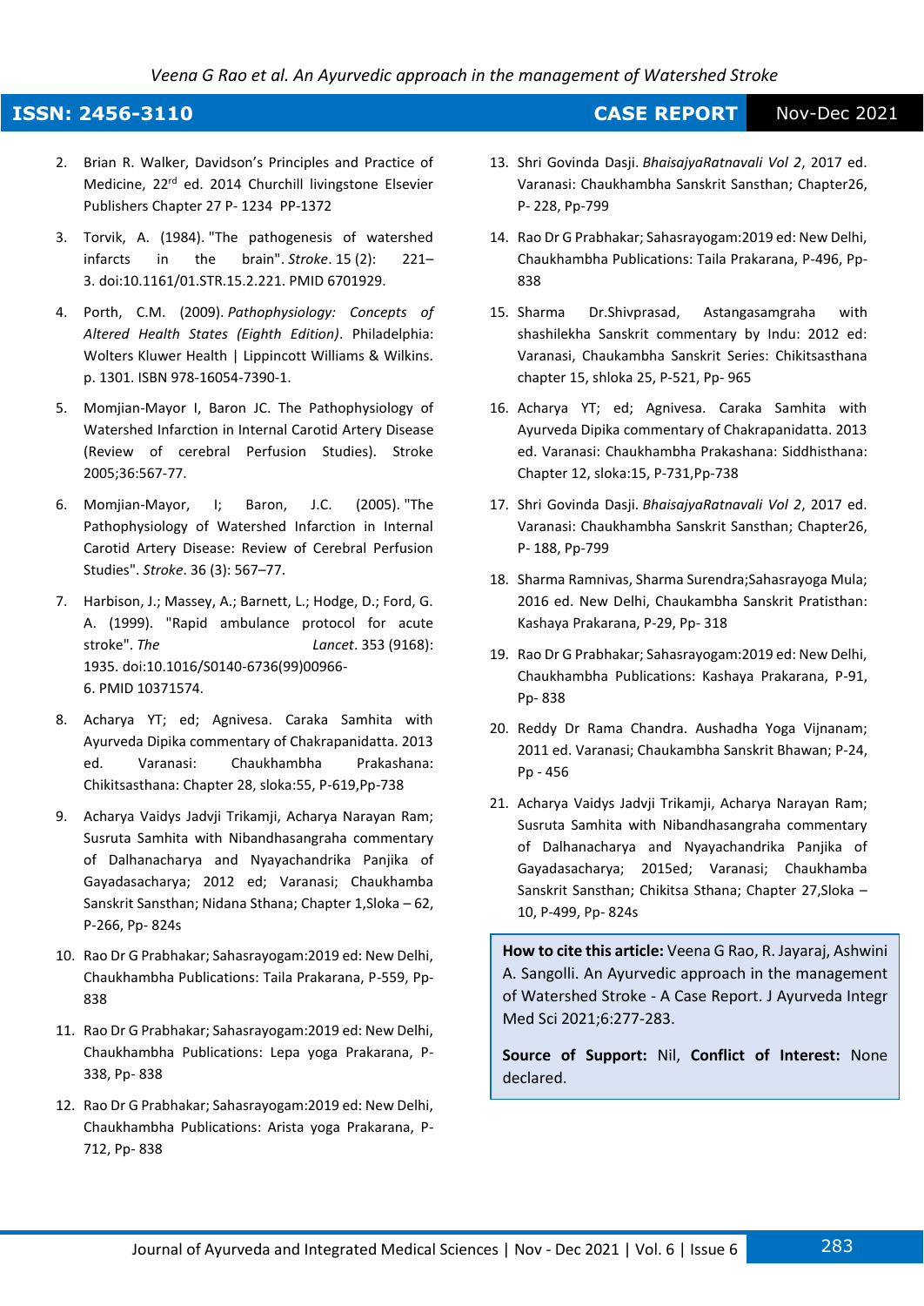2. Brian R. Walker, Davidson's Principles and Practice of Medicine, 22rd ed. 2014 Churchill livingstone Elsevier Publishers Chapter 27 P- 1234 PP-1372
3. Torvik, A. (1984). "The pathogenesis of watershed infarcts in the brain". *Stroke*. 15 (2): 221–3. doi:10.1161/01.STR.15.2.221. PMID 6701929.
4. Porth, C.M. (2009). *Pathophysiology: Concepts of Altered Health States (Eighth Edition)*. Philadelphia: Wolters Kluwer Health | Lippincott Williams & Wilkins. p. 1301. ISBN 978-16054-7390-1.
5. Momjian-Mayor I, Baron JC. The Pathophysiology of Watershed Infarction in Internal Carotid Artery Disease (Review of cerebral Perfusion Studies). Stroke 2005;36:567-77.
6. Momjian-Mayor, I; Baron, J.C. (2005). "The Pathophysiology of Watershed Infarction in Internal Carotid Artery Disease: Review of Cerebral Perfusion Studies". *Stroke*. 36 (3): 567–77.
7. Harbison, J.; Massey, A.; Barnett, L.; Hodge, D.; Ford, G. A. (1999). "Rapid ambulance protocol for acute stroke". *The Lancet*. 353 (9168): 1935. doi:10.1016/S0140-6736(99)00966-6. PMID 10371574.
8. Acharya YT; ed; Agnivesa. Caraka Samhita with Ayurveda Dipika commentary of Chakrapanidatta. 2013 ed. Varanasi: Chaukhambha Prakashana: Chikitsasthana: Chapter 28, sloka:55, P-619,Pp-738
9. Acharya Vaidys Jadvji Trikamji, Acharya Narayan Ram; Susruta Samhita with Nibandhasangraha commentary of Dalhanacharya and Nyayachandrika Panjika of Gayadasacharya; 2012 ed; Varanasi; Chaukhamba Sanskrit Sansthan; Nidana Sthana; Chapter 1,Sloka – 62, P-266, Pp- 824s
10. Rao Dr G Prabhakar; Sahasrayogam:2019 ed: New Delhi, Chaukhambha Publications: Taila Prakarana, P-559, Pp-838
11. Rao Dr G Prabhakar; Sahasrayogam:2019 ed: New Delhi, Chaukhambha Publications: Lepa yoga Prakarana, P-338, Pp- 838
12. Rao Dr G Prabhakar; Sahasrayogam:2019 ed: New Delhi, Chaukhambha Publications: Arista yoga Prakarana, P-712, Pp- 838
13. Shri Govinda Dasji. *BhaisajyaRatnavali Vol 2*, 2017 ed. Varanasi: Chaukhambha Sanskrit Sansthan; Chapter26, P- 228, Pp-799
14. Rao Dr G Prabhakar; Sahasrayogam:2019 ed: New Delhi, Chaukhambha Publications: Taila Prakarana, P-496, Pp-838
15. Sharma Dr.Shivprasad, Astangasamgraha with shashilekha Sanskrit commentary by Indu: 2012 ed: Varanasi, Chaukambha Sanskrit Series: Chikitsasthana chapter 15, shloka 25, P-521, Pp- 965
16. Acharya YT; ed; Agnivesa. Caraka Samhita with Ayurveda Dipika commentary of Chakrapanidatta. 2013 ed. Varanasi: Chaukhambha Prakashana: Siddhisthana: Chapter 12, sloka:15, P-731,Pp-738
17. Shri Govinda Dasji. *BhaisajyaRatnavali Vol 2*, 2017 ed. Varanasi: Chaukhambha Sanskrit Sansthan; Chapter26, P- 188, Pp-799
18. Sharma Ramnivas, Sharma Surendra;Sahasrayoga Mula; 2016 ed. New Delhi, Chaukambha Sanskrit Pratisthan: Kashaya Prakarana, P-29, Pp- 318
19. Rao Dr G Prabhakar; Sahasrayogam:2019 ed: New Delhi, Chaukhambha Publications: Kashaya Prakarana, P-91, Pp- 838
20. Reddy Dr Rama Chandra. Aushadha Yoga Vijnanam; 2011 ed. Varanasi; Chaukambha Sanskrit Bhawan; P-24, Pp - 456
21. Acharya Vaidys Jadvji Trikamji, Acharya Narayan Ram; Susruta Samhita with Nibandhasangraha commentary of Dalhanacharya and Nyayachandrika Panjika of Gayadasacharya; 2015ed; Varanasi; Chaukhamba Sanskrit Sansthan; Chikitsa Sthana; Chapter 27,Sloka – 10, P-499, Pp- 824s

**How to cite this article:** Veena G Rao, R. Jayaraj, Ashwini A. Sangolli. An Ayurvedic approach in the management of Watershed Stroke - A Case Report. J Ayurveda Integr Med Sci 2021;6:277-283.

**Source of Support:** Nil, **Conflict of Interest:** None declared.